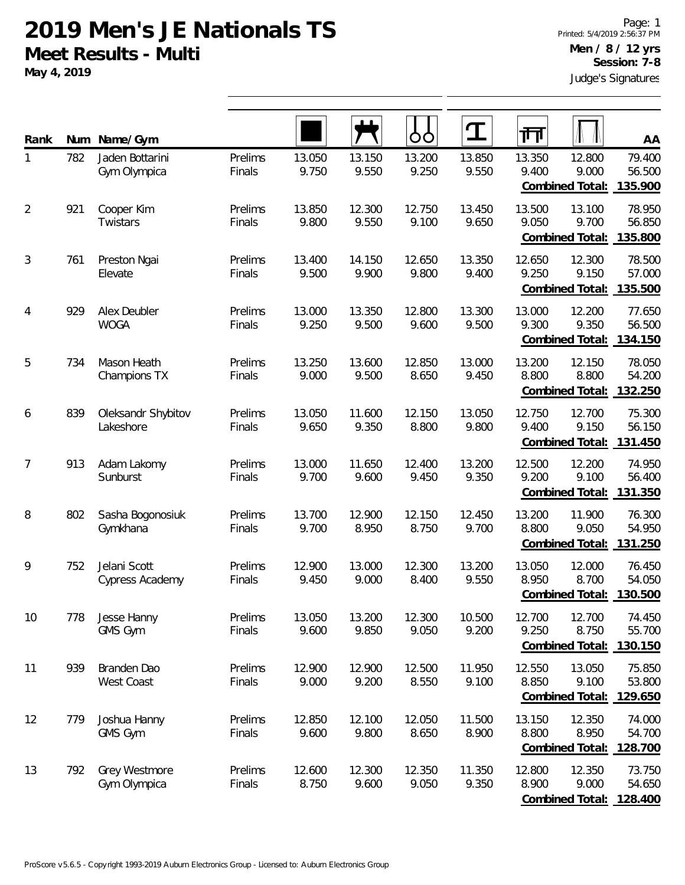# 2019 Men's JE Nationals TS

## Meet Results - Multi

**May 4, 2019**

Page: 1
Printed: 5/4/2019 2:56:37 PM
**Men / 8 / 12 yrs**
**Session: 7-8**
Judge's Signatures

| Rank | Num | Name/Gym | | Floor | Pommel Horse | Rings | Vault | Parallel Bars | High Bar | AA |
|---|---|---|---|---|---|---|---|---|---|---|
| 1 | 782 | Jaden Bottarini<br>Gym Olympica | Prelims<br>Finals | 13.050<br>9.750 | 13.150<br>9.550 | 13.200<br>9.250 | 13.850<br>9.550 | 13.350<br>9.400 | 12.800<br>9.000 | 79.400<br>56.500 |
| | | | | | | | | | **Combined Total:** | **135.900** |
| 2 | 921 | Cooper Kim<br>Twistars | Prelims<br>Finals | 13.850<br>9.800 | 12.300<br>9.550 | 12.750<br>9.100 | 13.450<br>9.650 | 13.500<br>9.050 | 13.100<br>9.700 | 78.950<br>56.850 |
| | | | | | | | | | **Combined Total:** | **135.800** |
| 3 | 761 | Preston Ngai<br>Elevate | Prelims<br>Finals | 13.400<br>9.500 | 14.150<br>9.900 | 12.650<br>9.800 | 13.350<br>9.400 | 12.650<br>9.250 | 12.300<br>9.150 | 78.500<br>57.000 |
| | | | | | | | | | **Combined Total:** | **135.500** |
| 4 | 929 | Alex Deubler<br>WOGA | Prelims<br>Finals | 13.000<br>9.250 | 13.350<br>9.500 | 12.800<br>9.600 | 13.300<br>9.500 | 13.000<br>9.300 | 12.200<br>9.350 | 77.650<br>56.500 |
| | | | | | | | | | **Combined Total:** | **134.150** |
| 5 | 734 | Mason Heath<br>Champions TX | Prelims<br>Finals | 13.250<br>9.000 | 13.600<br>9.500 | 12.850<br>8.650 | 13.000<br>9.450 | 13.200<br>8.800 | 12.150<br>8.800 | 78.050<br>54.200 |
| | | | | | | | | | **Combined Total:** | **132.250** |
| 6 | 839 | Oleksandr Shybitov<br>Lakeshore | Prelims<br>Finals | 13.050<br>9.650 | 11.600<br>9.350 | 12.150<br>8.800 | 13.050<br>9.800 | 12.750<br>9.400 | 12.700<br>9.150 | 75.300<br>56.150 |
| | | | | | | | | | **Combined Total:** | **131.450** |
| 7 | 913 | Adam Lakomy<br>Sunburst | Prelims<br>Finals | 13.000<br>9.700 | 11.650<br>9.600 | 12.400<br>9.450 | 13.200<br>9.350 | 12.500<br>9.200 | 12.200<br>9.100 | 74.950<br>56.400 |
| | | | | | | | | | **Combined Total:** | **131.350** |
| 8 | 802 | Sasha Bogonosiuk<br>Gymkhana | Prelims<br>Finals | 13.700<br>9.700 | 12.900<br>8.950 | 12.150<br>8.750 | 12.450<br>9.700 | 13.200<br>8.800 | 11.900<br>9.050 | 76.300<br>54.950 |
| | | | | | | | | | **Combined Total:** | **131.250** |
| 9 | 752 | Jelani Scott<br>Cypress Academy | Prelims<br>Finals | 12.900<br>9.450 | 13.000<br>9.000 | 12.300<br>8.400 | 13.200<br>9.550 | 13.050<br>8.950 | 12.000<br>8.700 | 76.450<br>54.050 |
| | | | | | | | | | **Combined Total:** | **130.500** |
| 10 | 778 | Jesse Hanny<br>GMS Gym | Prelims<br>Finals | 13.050<br>9.600 | 13.200<br>9.850 | 12.300<br>9.050 | 10.500<br>9.200 | 12.700<br>9.250 | 12.700<br>8.750 | 74.450<br>55.700 |
| | | | | | | | | | **Combined Total:** | **130.150** |
| 11 | 939 | Branden Dao<br>West Coast | Prelims<br>Finals | 12.900<br>9.000 | 12.900<br>9.200 | 12.500<br>8.550 | 11.950<br>9.100 | 12.550<br>8.850 | 13.050<br>9.100 | 75.850<br>53.800 |
| | | | | | | | | | **Combined Total:** | **129.650** |
| 12 | 779 | Joshua Hanny<br>GMS Gym | Prelims<br>Finals | 12.850<br>9.600 | 12.100<br>9.800 | 12.050<br>8.650 | 11.500<br>8.900 | 13.150<br>8.800 | 12.350<br>8.950 | 74.000<br>54.700 |
| | | | | | | | | | **Combined Total:** | **128.700** |
| 13 | 792 | Grey Westmore<br>Gym Olympica | Prelims<br>Finals | 12.600<br>8.750 | 12.300<br>9.600 | 12.350<br>9.050 | 11.350<br>9.350 | 12.800<br>8.900 | 12.350<br>9.000 | 73.750<br>54.650 |
| | | | | | | | | | **Combined Total:** | **128.400** |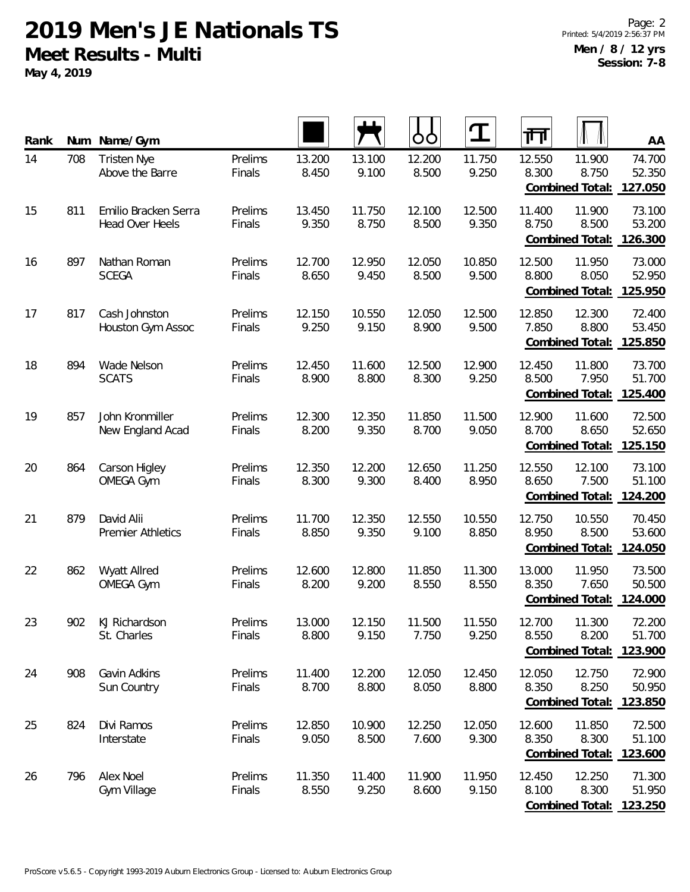# 2019 Men's JE Nationals TS

**Meet Results - Multi**

**May 4, 2019**

**Men / 8 / 12 yrs**
**Session: 7-8**

| Rank | Num | Name/Gym | | Floor | Pommel Horse | Rings | Vault | Parallel Bars | High Bar | AA |
|---|---|---|---|---|---|---|---|---|---|---|
| 14 | 708 | Tristen Nye | Prelims | 13.200 | 13.100 | 12.200 | 11.750 | 12.550 | 11.900 | 74.700 |
| | | Above the Barre | Finals | 8.450 | 9.100 | 8.500 | 9.250 | 8.300 | 8.750 | 52.350 |
| | | | | | | | | | **Combined Total:** | **127.050** |
| 15 | 811 | Emilio Bracken Serra | Prelims | 13.450 | 11.750 | 12.100 | 12.500 | 11.400 | 11.900 | 73.100 |
| | | Head Over Heels | Finals | 9.350 | 8.750 | 8.500 | 9.350 | 8.750 | 8.500 | 53.200 |
| | | | | | | | | | **Combined Total:** | **126.300** |
| 16 | 897 | Nathan Roman | Prelims | 12.700 | 12.950 | 12.050 | 10.850 | 12.500 | 11.950 | 73.000 |
| | | SCEGA | Finals | 8.650 | 9.450 | 8.500 | 9.500 | 8.800 | 8.050 | 52.950 |
| | | | | | | | | | **Combined Total:** | **125.950** |
| 17 | 817 | Cash Johnston | Prelims | 12.150 | 10.550 | 12.050 | 12.500 | 12.850 | 12.300 | 72.400 |
| | | Houston Gym Assoc | Finals | 9.250 | 9.150 | 8.900 | 9.500 | 7.850 | 8.800 | 53.450 |
| | | | | | | | | | **Combined Total:** | **125.850** |
| 18 | 894 | Wade Nelson | Prelims | 12.450 | 11.600 | 12.500 | 12.900 | 12.450 | 11.800 | 73.700 |
| | | SCATS | Finals | 8.900 | 8.800 | 8.300 | 9.250 | 8.500 | 7.950 | 51.700 |
| | | | | | | | | | **Combined Total:** | **125.400** |
| 19 | 857 | John Kronmiller | Prelims | 12.300 | 12.350 | 11.850 | 11.500 | 12.900 | 11.600 | 72.500 |
| | | New England Acad | Finals | 8.200 | 9.350 | 8.700 | 9.050 | 8.700 | 8.650 | 52.650 |
| | | | | | | | | | **Combined Total:** | **125.150** |
| 20 | 864 | Carson Higley | Prelims | 12.350 | 12.200 | 12.650 | 11.250 | 12.550 | 12.100 | 73.100 |
| | | OMEGA Gym | Finals | 8.300 | 9.300 | 8.400 | 8.950 | 8.650 | 7.500 | 51.100 |
| | | | | | | | | | **Combined Total:** | **124.200** |
| 21 | 879 | David Alii | Prelims | 11.700 | 12.350 | 12.550 | 10.550 | 12.750 | 10.550 | 70.450 |
| | | Premier Athletics | Finals | 8.850 | 9.350 | 9.100 | 8.850 | 8.950 | 8.500 | 53.600 |
| | | | | | | | | | **Combined Total:** | **124.050** |
| 22 | 862 | Wyatt Allred | Prelims | 12.600 | 12.800 | 11.850 | 11.300 | 13.000 | 11.950 | 73.500 |
| | | OMEGA Gym | Finals | 8.200 | 9.200 | 8.550 | 8.550 | 8.350 | 7.650 | 50.500 |
| | | | | | | | | | **Combined Total:** | **124.000** |
| 23 | 902 | KJ Richardson | Prelims | 13.000 | 12.150 | 11.500 | 11.550 | 12.700 | 11.300 | 72.200 |
| | | St. Charles | Finals | 8.800 | 9.150 | 7.750 | 9.250 | 8.550 | 8.200 | 51.700 |
| | | | | | | | | | **Combined Total:** | **123.900** |
| 24 | 908 | Gavin Adkins | Prelims | 11.400 | 12.200 | 12.050 | 12.450 | 12.050 | 12.750 | 72.900 |
| | | Sun Country | Finals | 8.700 | 8.800 | 8.050 | 8.800 | 8.350 | 8.250 | 50.950 |
| | | | | | | | | | **Combined Total:** | **123.850** |
| 25 | 824 | Divi Ramos | Prelims | 12.850 | 10.900 | 12.250 | 12.050 | 12.600 | 11.850 | 72.500 |
| | | Interstate | Finals | 9.050 | 8.500 | 7.600 | 9.300 | 8.350 | 8.300 | 51.100 |
| | | | | | | | | | **Combined Total:** | **123.600** |
| 26 | 796 | Alex Noel | Prelims | 11.350 | 11.400 | 11.900 | 11.950 | 12.450 | 12.250 | 71.300 |
| | | Gym Village | Finals | 8.550 | 9.250 | 8.600 | 9.150 | 8.100 | 8.300 | 51.950 |
| | | | | | | | | | **Combined Total:** | **123.250** |

ProScore v5.6.5 - Copyright 1993-2019 Auburn Electronics Group - Licensed to: Auburn Electronics Group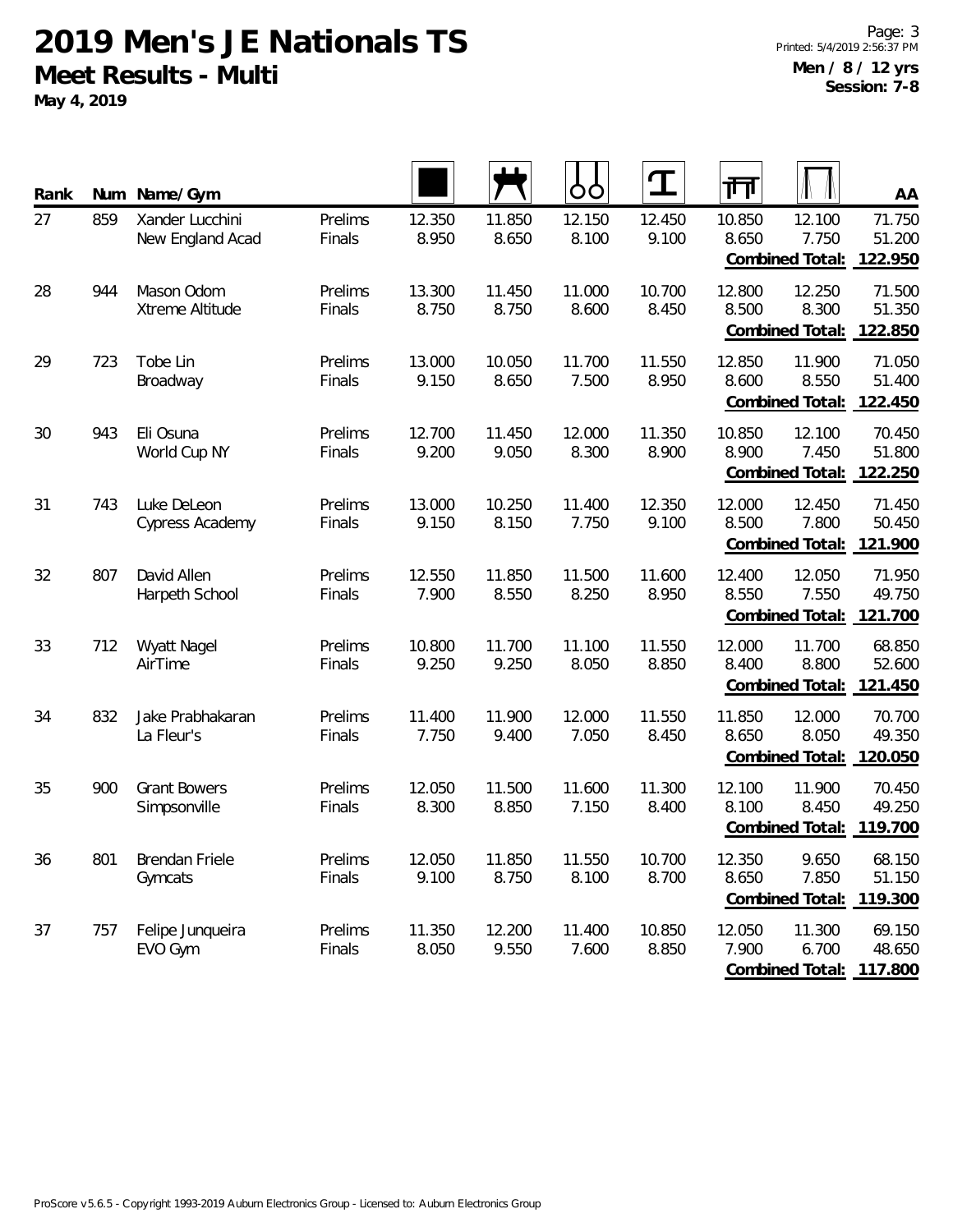# 2019 Men's JE Nationals TS

## Meet Results - Multi

**May 4, 2019**

**Men / 8 / 12 yrs**
**Session: 7-8**

| Rank | Num | Name/Gym | | Floor | Pommel Horse | Rings | Vault | Parallel Bars | High Bar | AA |
|---|---|---|---|---|---|---|---|---|---|---|
| 27 | 859 | Xander Lucchini | Prelims | 12.350 | 11.850 | 12.150 | 12.450 | 10.850 | 12.100 | 71.750 |
| | | New England Acad | Finals | 8.950 | 8.650 | 8.100 | 9.100 | 8.650 | 7.750 | 51.200 |
| | | | | | | | | | **Combined Total:** | **122.950** |
| 28 | 944 | Mason Odom | Prelims | 13.300 | 11.450 | 11.000 | 10.700 | 12.800 | 12.250 | 71.500 |
| | | Xtreme Altitude | Finals | 8.750 | 8.750 | 8.600 | 8.450 | 8.500 | 8.300 | 51.350 |
| | | | | | | | | | **Combined Total:** | **122.850** |
| 29 | 723 | Tobe Lin | Prelims | 13.000 | 10.050 | 11.700 | 11.550 | 12.850 | 11.900 | 71.050 |
| | | Broadway | Finals | 9.150 | 8.650 | 7.500 | 8.950 | 8.600 | 8.550 | 51.400 |
| | | | | | | | | | **Combined Total:** | **122.450** |
| 30 | 943 | Eli Osuna | Prelims | 12.700 | 11.450 | 12.000 | 11.350 | 10.850 | 12.100 | 70.450 |
| | | World Cup NY | Finals | 9.200 | 9.050 | 8.300 | 8.900 | 8.900 | 7.450 | 51.800 |
| | | | | | | | | | **Combined Total:** | **122.250** |
| 31 | 743 | Luke DeLeon | Prelims | 13.000 | 10.250 | 11.400 | 12.350 | 12.000 | 12.450 | 71.450 |
| | | Cypress Academy | Finals | 9.150 | 8.150 | 7.750 | 9.100 | 8.500 | 7.800 | 50.450 |
| | | | | | | | | | **Combined Total:** | **121.900** |
| 32 | 807 | David Allen | Prelims | 12.550 | 11.850 | 11.500 | 11.600 | 12.400 | 12.050 | 71.950 |
| | | Harpeth School | Finals | 7.900 | 8.550 | 8.250 | 8.950 | 8.550 | 7.550 | 49.750 |
| | | | | | | | | | **Combined Total:** | **121.700** |
| 33 | 712 | Wyatt Nagel | Prelims | 10.800 | 11.700 | 11.100 | 11.550 | 12.000 | 11.700 | 68.850 |
| | | AirTime | Finals | 9.250 | 9.250 | 8.050 | 8.850 | 8.400 | 8.800 | 52.600 |
| | | | | | | | | | **Combined Total:** | **121.450** |
| 34 | 832 | Jake Prabhakaran | Prelims | 11.400 | 11.900 | 12.000 | 11.550 | 11.850 | 12.000 | 70.700 |
| | | La Fleur's | Finals | 7.750 | 9.400 | 7.050 | 8.450 | 8.650 | 8.050 | 49.350 |
| | | | | | | | | | **Combined Total:** | **120.050** |
| 35 | 900 | Grant Bowers | Prelims | 12.050 | 11.500 | 11.600 | 11.300 | 12.100 | 11.900 | 70.450 |
| | | Simpsonville | Finals | 8.300 | 8.850 | 7.150 | 8.400 | 8.100 | 8.450 | 49.250 |
| | | | | | | | | | **Combined Total:** | **119.700** |
| 36 | 801 | Brendan Friele | Prelims | 12.050 | 11.850 | 11.550 | 10.700 | 12.350 | 9.650 | 68.150 |
| | | Gymcats | Finals | 9.100 | 8.750 | 8.100 | 8.700 | 8.650 | 7.850 | 51.150 |
| | | | | | | | | | **Combined Total:** | **119.300** |
| 37 | 757 | Felipe Junqueira | Prelims | 11.350 | 12.200 | 11.400 | 10.850 | 12.050 | 11.300 | 69.150 |
| | | EVO Gym | Finals | 8.050 | 9.550 | 7.600 | 8.850 | 7.900 | 6.700 | 48.650 |
| | | | | | | | | | **Combined Total:** | **117.800** |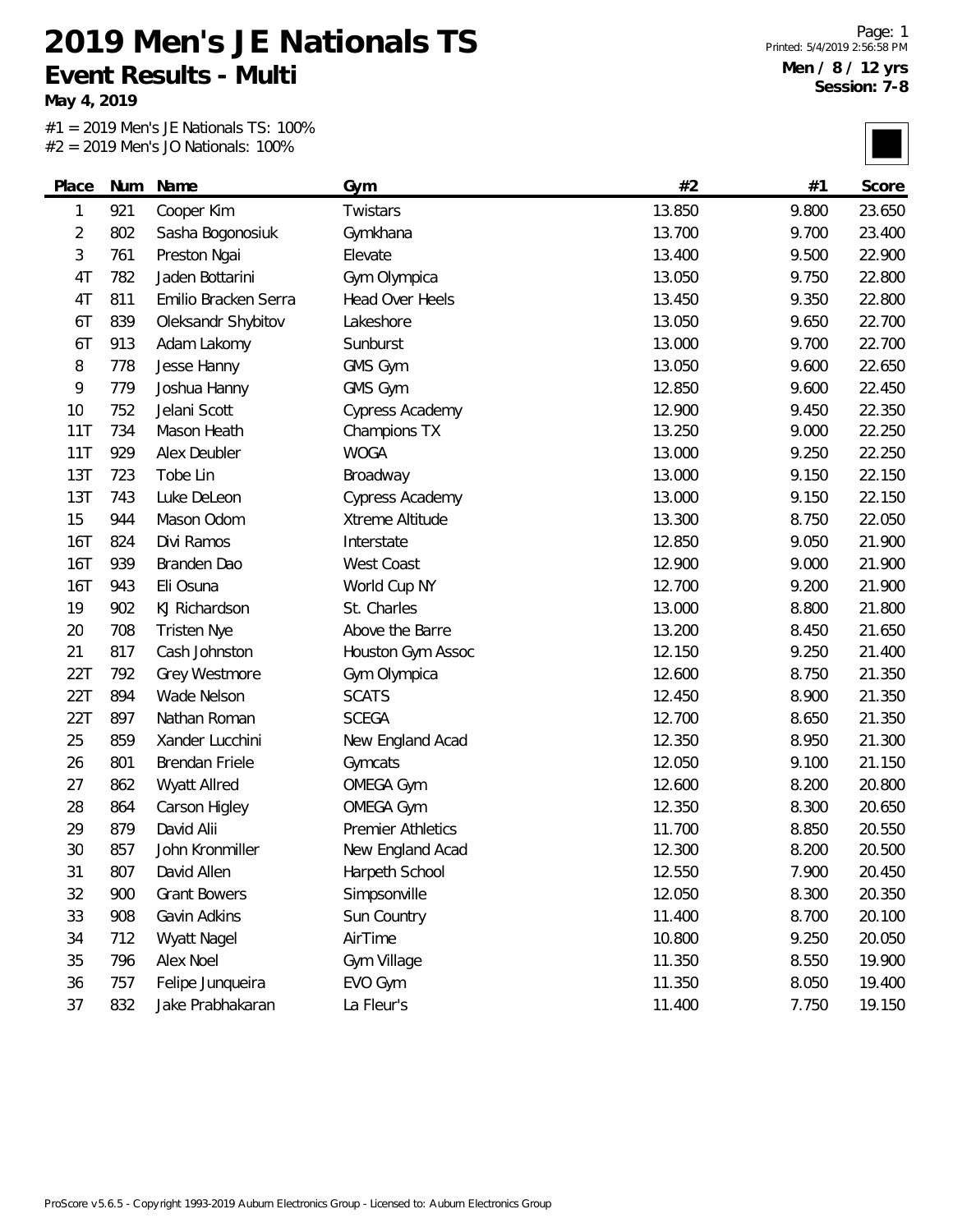# 2019 Men's JE Nationals TS

## Event Results - Multi

**May 4, 2019**

**Men / 8 / 12 yrs**
**Session: 7-8**

#1 = 2019 Men's JE Nationals TS: 100%
#2 = 2019 Men's JO Nationals: 100%

| Place | Num | Name | Gym | #2 | #1 | Score |
|---|---|---|---|---|---|---|
| 1 | 921 | Cooper Kim | Twistars | 13.850 | 9.800 | 23.650 |
| 2 | 802 | Sasha Bogonosiuk | Gymkhana | 13.700 | 9.700 | 23.400 |
| 3 | 761 | Preston Ngai | Elevate | 13.400 | 9.500 | 22.900 |
| 4T | 782 | Jaden Bottarini | Gym Olympica | 13.050 | 9.750 | 22.800 |
| 4T | 811 | Emilio Bracken Serra | Head Over Heels | 13.450 | 9.350 | 22.800 |
| 6T | 839 | Oleksandr Shybitov | Lakeshore | 13.050 | 9.650 | 22.700 |
| 6T | 913 | Adam Lakomy | Sunburst | 13.000 | 9.700 | 22.700 |
| 8 | 778 | Jesse Hanny | GMS Gym | 13.050 | 9.600 | 22.650 |
| 9 | 779 | Joshua Hanny | GMS Gym | 12.850 | 9.600 | 22.450 |
| 10 | 752 | Jelani Scott | Cypress Academy | 12.900 | 9.450 | 22.350 |
| 11T | 734 | Mason Heath | Champions TX | 13.250 | 9.000 | 22.250 |
| 11T | 929 | Alex Deubler | WOGA | 13.000 | 9.250 | 22.250 |
| 13T | 723 | Tobe Lin | Broadway | 13.000 | 9.150 | 22.150 |
| 13T | 743 | Luke DeLeon | Cypress Academy | 13.000 | 9.150 | 22.150 |
| 15 | 944 | Mason Odom | Xtreme Altitude | 13.300 | 8.750 | 22.050 |
| 16T | 824 | Divi Ramos | Interstate | 12.850 | 9.050 | 21.900 |
| 16T | 939 | Branden Dao | West Coast | 12.900 | 9.000 | 21.900 |
| 16T | 943 | Eli Osuna | World Cup NY | 12.700 | 9.200 | 21.900 |
| 19 | 902 | KJ Richardson | St. Charles | 13.000 | 8.800 | 21.800 |
| 20 | 708 | Tristen Nye | Above the Barre | 13.200 | 8.450 | 21.650 |
| 21 | 817 | Cash Johnston | Houston Gym Assoc | 12.150 | 9.250 | 21.400 |
| 22T | 792 | Grey Westmore | Gym Olympica | 12.600 | 8.750 | 21.350 |
| 22T | 894 | Wade Nelson | SCATS | 12.450 | 8.900 | 21.350 |
| 22T | 897 | Nathan Roman | SCEGA | 12.700 | 8.650 | 21.350 |
| 25 | 859 | Xander Lucchini | New England Acad | 12.350 | 8.950 | 21.300 |
| 26 | 801 | Brendan Friele | Gymcats | 12.050 | 9.100 | 21.150 |
| 27 | 862 | Wyatt Allred | OMEGA Gym | 12.600 | 8.200 | 20.800 |
| 28 | 864 | Carson Higley | OMEGA Gym | 12.350 | 8.300 | 20.650 |
| 29 | 879 | David Alii | Premier Athletics | 11.700 | 8.850 | 20.550 |
| 30 | 857 | John Kronmiller | New England Acad | 12.300 | 8.200 | 20.500 |
| 31 | 807 | David Allen | Harpeth School | 12.550 | 7.900 | 20.450 |
| 32 | 900 | Grant Bowers | Simpsonville | 12.050 | 8.300 | 20.350 |
| 33 | 908 | Gavin Adkins | Sun Country | 11.400 | 8.700 | 20.100 |
| 34 | 712 | Wyatt Nagel | AirTime | 10.800 | 9.250 | 20.050 |
| 35 | 796 | Alex Noel | Gym Village | 11.350 | 8.550 | 19.900 |
| 36 | 757 | Felipe Junqueira | EVO Gym | 11.350 | 8.050 | 19.400 |
| 37 | 832 | Jake Prabhakaran | La Fleur's | 11.400 | 7.750 | 19.150 |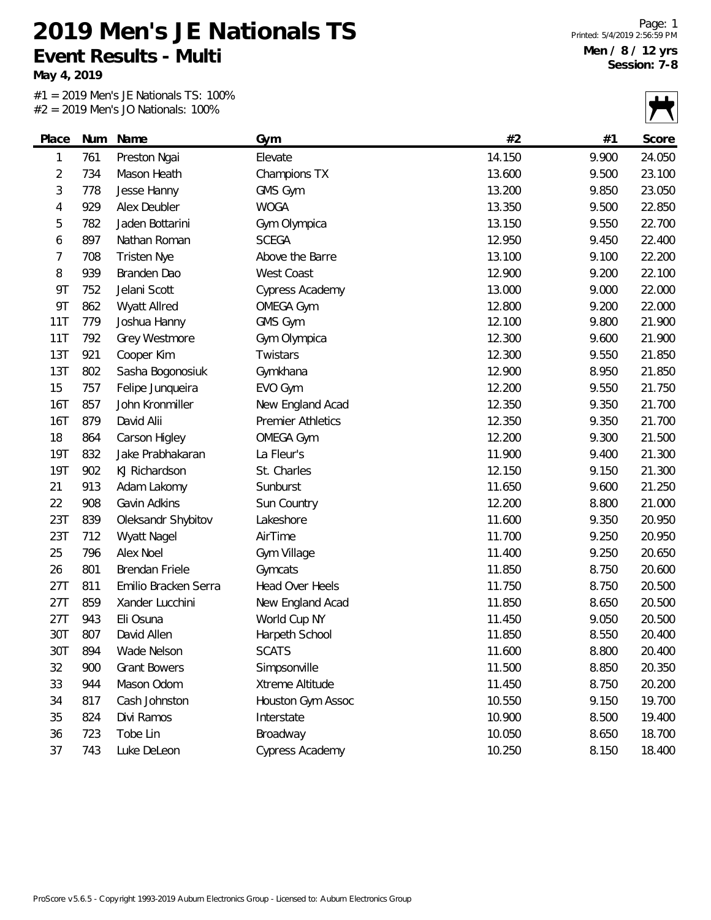# 2019 Men's JE Nationals TS

## Event Results - Multi

**May 4, 2019**

Men / 8 / 12 yrs
Session: 7-8

#1 = 2019 Men's JE Nationals TS: 100%
#2 = 2019 Men's JO Nationals: 100%

| Place | Num | Name | Gym | #2 | #1 | Score |
|---|---|---|---|---|---|---|
| 1 | 761 | Preston Ngai | Elevate | 14.150 | 9.900 | 24.050 |
| 2 | 734 | Mason Heath | Champions TX | 13.600 | 9.500 | 23.100 |
| 3 | 778 | Jesse Hanny | GMS Gym | 13.200 | 9.850 | 23.050 |
| 4 | 929 | Alex Deubler | WOGA | 13.350 | 9.500 | 22.850 |
| 5 | 782 | Jaden Bottarini | Gym Olympica | 13.150 | 9.550 | 22.700 |
| 6 | 897 | Nathan Roman | SCEGA | 12.950 | 9.450 | 22.400 |
| 7 | 708 | Tristen Nye | Above the Barre | 13.100 | 9.100 | 22.200 |
| 8 | 939 | Branden Dao | West Coast | 12.900 | 9.200 | 22.100 |
| 9T | 752 | Jelani Scott | Cypress Academy | 13.000 | 9.000 | 22.000 |
| 9T | 862 | Wyatt Allred | OMEGA Gym | 12.800 | 9.200 | 22.000 |
| 11T | 779 | Joshua Hanny | GMS Gym | 12.100 | 9.800 | 21.900 |
| 11T | 792 | Grey Westmore | Gym Olympica | 12.300 | 9.600 | 21.900 |
| 13T | 921 | Cooper Kim | Twistars | 12.300 | 9.550 | 21.850 |
| 13T | 802 | Sasha Bogonosiuk | Gymkhana | 12.900 | 8.950 | 21.850 |
| 15 | 757 | Felipe Junqueira | EVO Gym | 12.200 | 9.550 | 21.750 |
| 16T | 857 | John Kronmiller | New England Acad | 12.350 | 9.350 | 21.700 |
| 16T | 879 | David Alii | Premier Athletics | 12.350 | 9.350 | 21.700 |
| 18 | 864 | Carson Higley | OMEGA Gym | 12.200 | 9.300 | 21.500 |
| 19T | 832 | Jake Prabhakaran | La Fleur's | 11.900 | 9.400 | 21.300 |
| 19T | 902 | KJ Richardson | St. Charles | 12.150 | 9.150 | 21.300 |
| 21 | 913 | Adam Lakomy | Sunburst | 11.650 | 9.600 | 21.250 |
| 22 | 908 | Gavin Adkins | Sun Country | 12.200 | 8.800 | 21.000 |
| 23T | 839 | Oleksandr Shybitov | Lakeshore | 11.600 | 9.350 | 20.950 |
| 23T | 712 | Wyatt Nagel | AirTime | 11.700 | 9.250 | 20.950 |
| 25 | 796 | Alex Noel | Gym Village | 11.400 | 9.250 | 20.650 |
| 26 | 801 | Brendan Friele | Gymcats | 11.850 | 8.750 | 20.600 |
| 27T | 811 | Emilio Bracken Serra | Head Over Heels | 11.750 | 8.750 | 20.500 |
| 27T | 859 | Xander Lucchini | New England Acad | 11.850 | 8.650 | 20.500 |
| 27T | 943 | Eli Osuna | World Cup NY | 11.450 | 9.050 | 20.500 |
| 30T | 807 | David Allen | Harpeth School | 11.850 | 8.550 | 20.400 |
| 30T | 894 | Wade Nelson | SCATS | 11.600 | 8.800 | 20.400 |
| 32 | 900 | Grant Bowers | Simpsonville | 11.500 | 8.850 | 20.350 |
| 33 | 944 | Mason Odom | Xtreme Altitude | 11.450 | 8.750 | 20.200 |
| 34 | 817 | Cash Johnston | Houston Gym Assoc | 10.550 | 9.150 | 19.700 |
| 35 | 824 | Divi Ramos | Interstate | 10.900 | 8.500 | 19.400 |
| 36 | 723 | Tobe Lin | Broadway | 10.050 | 8.650 | 18.700 |
| 37 | 743 | Luke DeLeon | Cypress Academy | 10.250 | 8.150 | 18.400 |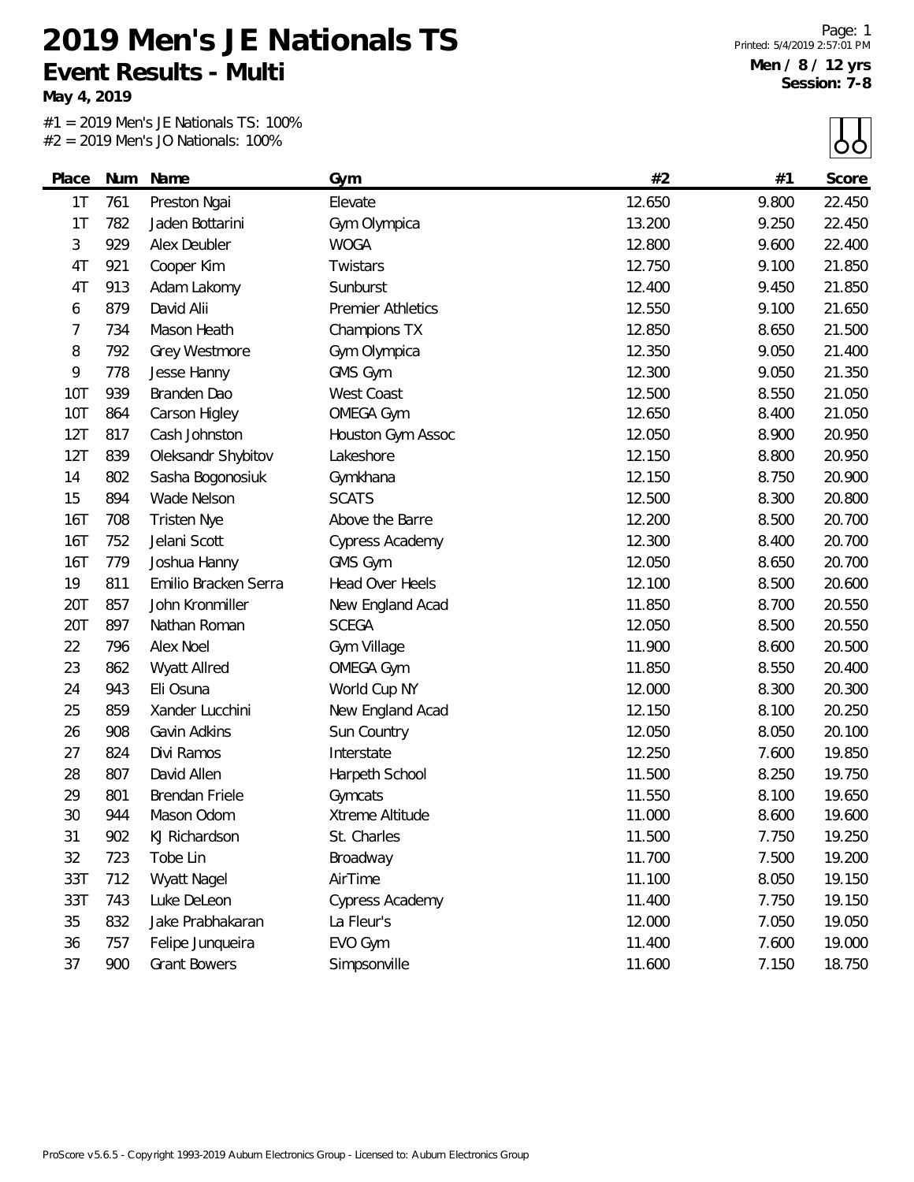# 2019 Men's JE Nationals TS

## Event Results - Multi

**May 4, 2019**

Printed: 5/4/2019 2:57:01 PM

**Men / 8 / 12 yrs**
**Session: 7-8**

#1 = 2019 Men's JE Nationals TS: 100%
#2 = 2019 Men's JO Nationals: 100%

| Place | Num | Name | Gym | #2 | #1 | Score |
|---|---|---|---|---|---|---|
| 1T | 761 | Preston Ngai | Elevate | 12.650 | 9.800 | 22.450 |
| 1T | 782 | Jaden Bottarini | Gym Olympica | 13.200 | 9.250 | 22.450 |
| 3 | 929 | Alex Deubler | WOGA | 12.800 | 9.600 | 22.400 |
| 4T | 921 | Cooper Kim | Twistars | 12.750 | 9.100 | 21.850 |
| 4T | 913 | Adam Lakomy | Sunburst | 12.400 | 9.450 | 21.850 |
| 6 | 879 | David Alii | Premier Athletics | 12.550 | 9.100 | 21.650 |
| 7 | 734 | Mason Heath | Champions TX | 12.850 | 8.650 | 21.500 |
| 8 | 792 | Grey Westmore | Gym Olympica | 12.350 | 9.050 | 21.400 |
| 9 | 778 | Jesse Hanny | GMS Gym | 12.300 | 9.050 | 21.350 |
| 10T | 939 | Branden Dao | West Coast | 12.500 | 8.550 | 21.050 |
| 10T | 864 | Carson Higley | OMEGA Gym | 12.650 | 8.400 | 21.050 |
| 12T | 817 | Cash Johnston | Houston Gym Assoc | 12.050 | 8.900 | 20.950 |
| 12T | 839 | Oleksandr Shybitov | Lakeshore | 12.150 | 8.800 | 20.950 |
| 14 | 802 | Sasha Bogonosiuk | Gymkhana | 12.150 | 8.750 | 20.900 |
| 15 | 894 | Wade Nelson | SCATS | 12.500 | 8.300 | 20.800 |
| 16T | 708 | Tristen Nye | Above the Barre | 12.200 | 8.500 | 20.700 |
| 16T | 752 | Jelani Scott | Cypress Academy | 12.300 | 8.400 | 20.700 |
| 16T | 779 | Joshua Hanny | GMS Gym | 12.050 | 8.650 | 20.700 |
| 19 | 811 | Emilio Bracken Serra | Head Over Heels | 12.100 | 8.500 | 20.600 |
| 20T | 857 | John Kronmiller | New England Acad | 11.850 | 8.700 | 20.550 |
| 20T | 897 | Nathan Roman | SCEGA | 12.050 | 8.500 | 20.550 |
| 22 | 796 | Alex Noel | Gym Village | 11.900 | 8.600 | 20.500 |
| 23 | 862 | Wyatt Allred | OMEGA Gym | 11.850 | 8.550 | 20.400 |
| 24 | 943 | Eli Osuna | World Cup NY | 12.000 | 8.300 | 20.300 |
| 25 | 859 | Xander Lucchini | New England Acad | 12.150 | 8.100 | 20.250 |
| 26 | 908 | Gavin Adkins | Sun Country | 12.050 | 8.050 | 20.100 |
| 27 | 824 | Divi Ramos | Interstate | 12.250 | 7.600 | 19.850 |
| 28 | 807 | David Allen | Harpeth School | 11.500 | 8.250 | 19.750 |
| 29 | 801 | Brendan Friele | Gymcats | 11.550 | 8.100 | 19.650 |
| 30 | 944 | Mason Odom | Xtreme Altitude | 11.000 | 8.600 | 19.600 |
| 31 | 902 | KJ Richardson | St. Charles | 11.500 | 7.750 | 19.250 |
| 32 | 723 | Tobe Lin | Broadway | 11.700 | 7.500 | 19.200 |
| 33T | 712 | Wyatt Nagel | AirTime | 11.100 | 8.050 | 19.150 |
| 33T | 743 | Luke DeLeon | Cypress Academy | 11.400 | 7.750 | 19.150 |
| 35 | 832 | Jake Prabhakaran | La Fleur's | 12.000 | 7.050 | 19.050 |
| 36 | 757 | Felipe Junqueira | EVO Gym | 11.400 | 7.600 | 19.000 |
| 37 | 900 | Grant Bowers | Simpsonville | 11.600 | 7.150 | 18.750 |

ProScore v5.6.5 - Copyright 1993-2019 Auburn Electronics Group - Licensed to: Auburn Electronics Group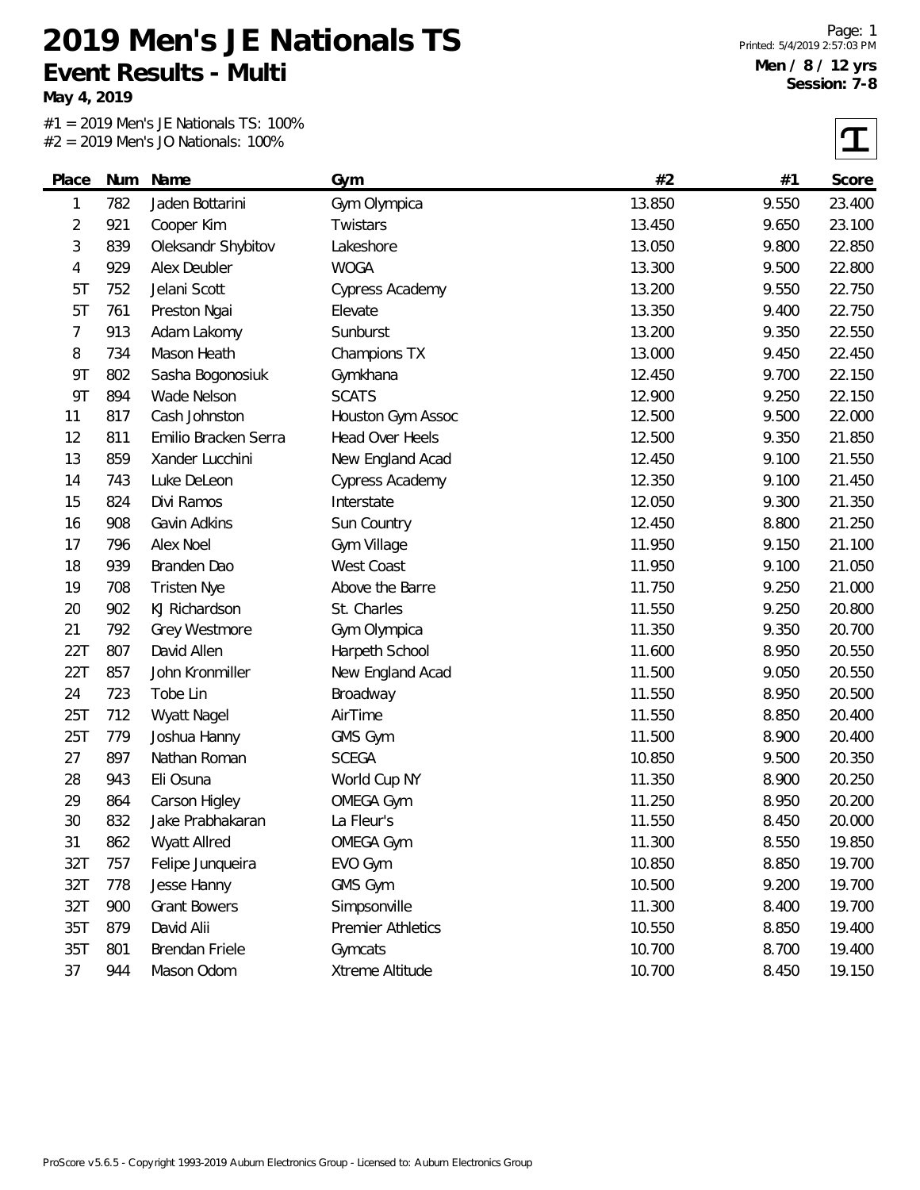# 2019 Men's JE Nationals TS

## Event Results - Multi

**May 4, 2019**

**Men / 8 / 12 yrs**
**Session: 7-8**

#1 = 2019 Men's JE Nationals TS: 100%
#2 = 2019 Men's JO Nationals: 100%

| Place | Num | Name | Gym | #2 | #1 | Score |
|---|---|---|---|---|---|---|
| 1 | 782 | Jaden Bottarini | Gym Olympica | 13.850 | 9.550 | 23.400 |
| 2 | 921 | Cooper Kim | Twistars | 13.450 | 9.650 | 23.100 |
| 3 | 839 | Oleksandr Shybitov | Lakeshore | 13.050 | 9.800 | 22.850 |
| 4 | 929 | Alex Deubler | WOGA | 13.300 | 9.500 | 22.800 |
| 5T | 752 | Jelani Scott | Cypress Academy | 13.200 | 9.550 | 22.750 |
| 5T | 761 | Preston Ngai | Elevate | 13.350 | 9.400 | 22.750 |
| 7 | 913 | Adam Lakomy | Sunburst | 13.200 | 9.350 | 22.550 |
| 8 | 734 | Mason Heath | Champions TX | 13.000 | 9.450 | 22.450 |
| 9T | 802 | Sasha Bogonosiuk | Gymkhana | 12.450 | 9.700 | 22.150 |
| 9T | 894 | Wade Nelson | SCATS | 12.900 | 9.250 | 22.150 |
| 11 | 817 | Cash Johnston | Houston Gym Assoc | 12.500 | 9.500 | 22.000 |
| 12 | 811 | Emilio Bracken Serra | Head Over Heels | 12.500 | 9.350 | 21.850 |
| 13 | 859 | Xander Lucchini | New England Acad | 12.450 | 9.100 | 21.550 |
| 14 | 743 | Luke DeLeon | Cypress Academy | 12.350 | 9.100 | 21.450 |
| 15 | 824 | Divi Ramos | Interstate | 12.050 | 9.300 | 21.350 |
| 16 | 908 | Gavin Adkins | Sun Country | 12.450 | 8.800 | 21.250 |
| 17 | 796 | Alex Noel | Gym Village | 11.950 | 9.150 | 21.100 |
| 18 | 939 | Branden Dao | West Coast | 11.950 | 9.100 | 21.050 |
| 19 | 708 | Tristen Nye | Above the Barre | 11.750 | 9.250 | 21.000 |
| 20 | 902 | KJ Richardson | St. Charles | 11.550 | 9.250 | 20.800 |
| 21 | 792 | Grey Westmore | Gym Olympica | 11.350 | 9.350 | 20.700 |
| 22T | 807 | David Allen | Harpeth School | 11.600 | 8.950 | 20.550 |
| 22T | 857 | John Kronmiller | New England Acad | 11.500 | 9.050 | 20.550 |
| 24 | 723 | Tobe Lin | Broadway | 11.550 | 8.950 | 20.500 |
| 25T | 712 | Wyatt Nagel | AirTime | 11.550 | 8.850 | 20.400 |
| 25T | 779 | Joshua Hanny | GMS Gym | 11.500 | 8.900 | 20.400 |
| 27 | 897 | Nathan Roman | SCEGA | 10.850 | 9.500 | 20.350 |
| 28 | 943 | Eli Osuna | World Cup NY | 11.350 | 8.900 | 20.250 |
| 29 | 864 | Carson Higley | OMEGA Gym | 11.250 | 8.950 | 20.200 |
| 30 | 832 | Jake Prabhakaran | La Fleur's | 11.550 | 8.450 | 20.000 |
| 31 | 862 | Wyatt Allred | OMEGA Gym | 11.300 | 8.550 | 19.850 |
| 32T | 757 | Felipe Junqueira | EVO Gym | 10.850 | 8.850 | 19.700 |
| 32T | 778 | Jesse Hanny | GMS Gym | 10.500 | 9.200 | 19.700 |
| 32T | 900 | Grant Bowers | Simpsonville | 11.300 | 8.400 | 19.700 |
| 35T | 879 | David Alii | Premier Athletics | 10.550 | 8.850 | 19.400 |
| 35T | 801 | Brendan Friele | Gymcats | 10.700 | 8.700 | 19.400 |
| 37 | 944 | Mason Odom | Xtreme Altitude | 10.700 | 8.450 | 19.150 |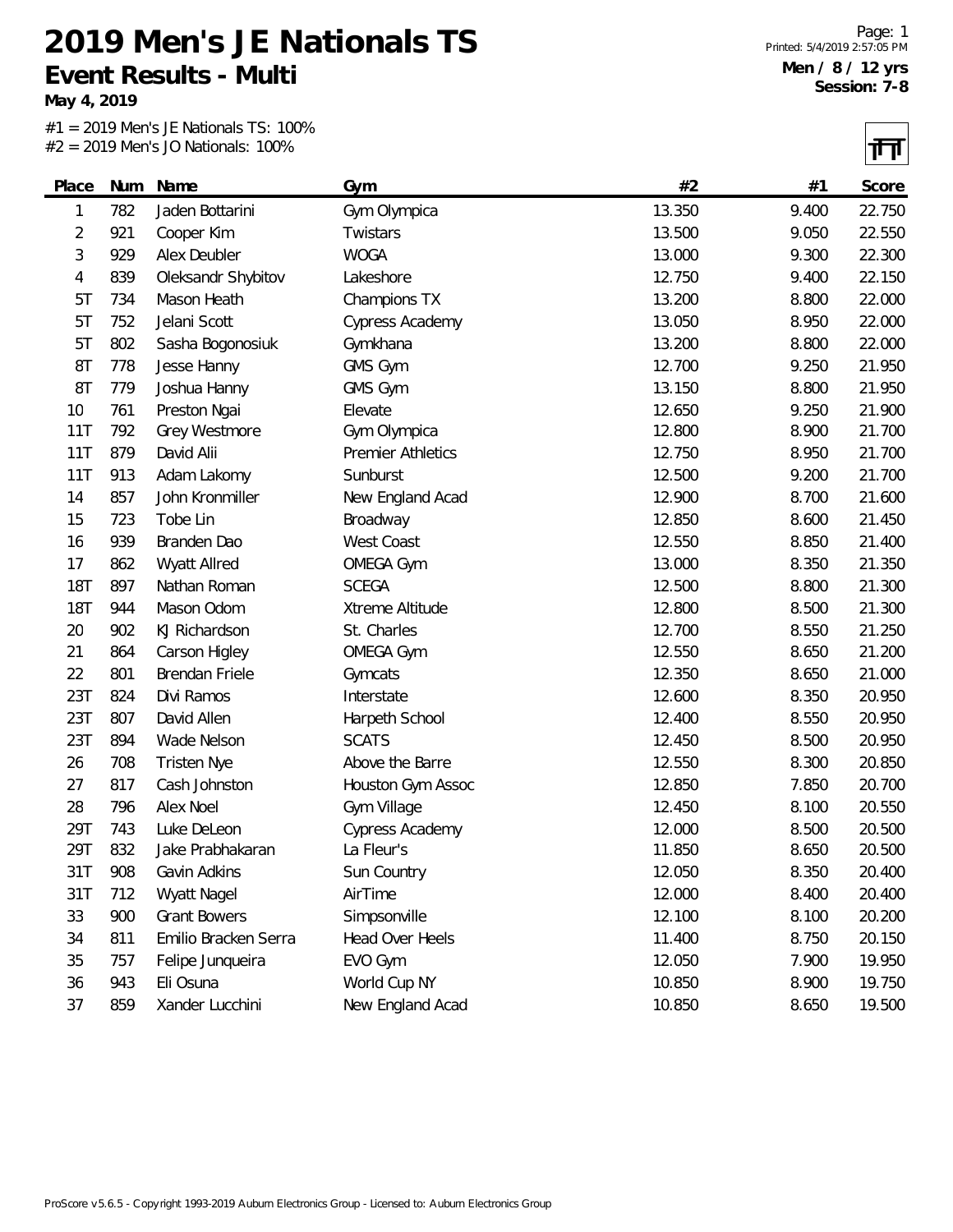# 2019 Men's JE Nationals TS

## Event Results - Multi

**May 4, 2019**

**Men / 8 / 12 yrs**
**Session: 7-8**

#1 = 2019 Men's JE Nationals TS: 100%
#2 = 2019 Men's JO Nationals: 100%

| Place | Num | Name | Gym | #2 | #1 | Score |
|---|---|---|---|---|---|---|
| 1 | 782 | Jaden Bottarini | Gym Olympica | 13.350 | 9.400 | 22.750 |
| 2 | 921 | Cooper Kim | Twistars | 13.500 | 9.050 | 22.550 |
| 3 | 929 | Alex Deubler | WOGA | 13.000 | 9.300 | 22.300 |
| 4 | 839 | Oleksandr Shybitov | Lakeshore | 12.750 | 9.400 | 22.150 |
| 5T | 734 | Mason Heath | Champions TX | 13.200 | 8.800 | 22.000 |
| 5T | 752 | Jelani Scott | Cypress Academy | 13.050 | 8.950 | 22.000 |
| 5T | 802 | Sasha Bogonosiuk | Gymkhana | 13.200 | 8.800 | 22.000 |
| 8T | 778 | Jesse Hanny | GMS Gym | 12.700 | 9.250 | 21.950 |
| 8T | 779 | Joshua Hanny | GMS Gym | 13.150 | 8.800 | 21.950 |
| 10 | 761 | Preston Ngai | Elevate | 12.650 | 9.250 | 21.900 |
| 11T | 792 | Grey Westmore | Gym Olympica | 12.800 | 8.900 | 21.700 |
| 11T | 879 | David Alii | Premier Athletics | 12.750 | 8.950 | 21.700 |
| 11T | 913 | Adam Lakomy | Sunburst | 12.500 | 9.200 | 21.700 |
| 14 | 857 | John Kronmiller | New England Acad | 12.900 | 8.700 | 21.600 |
| 15 | 723 | Tobe Lin | Broadway | 12.850 | 8.600 | 21.450 |
| 16 | 939 | Branden Dao | West Coast | 12.550 | 8.850 | 21.400 |
| 17 | 862 | Wyatt Allred | OMEGA Gym | 13.000 | 8.350 | 21.350 |
| 18T | 897 | Nathan Roman | SCEGA | 12.500 | 8.800 | 21.300 |
| 18T | 944 | Mason Odom | Xtreme Altitude | 12.800 | 8.500 | 21.300 |
| 20 | 902 | KJ Richardson | St. Charles | 12.700 | 8.550 | 21.250 |
| 21 | 864 | Carson Higley | OMEGA Gym | 12.550 | 8.650 | 21.200 |
| 22 | 801 | Brendan Friele | Gymcats | 12.350 | 8.650 | 21.000 |
| 23T | 824 | Divi Ramos | Interstate | 12.600 | 8.350 | 20.950 |
| 23T | 807 | David Allen | Harpeth School | 12.400 | 8.550 | 20.950 |
| 23T | 894 | Wade Nelson | SCATS | 12.450 | 8.500 | 20.950 |
| 26 | 708 | Tristen Nye | Above the Barre | 12.550 | 8.300 | 20.850 |
| 27 | 817 | Cash Johnston | Houston Gym Assoc | 12.850 | 7.850 | 20.700 |
| 28 | 796 | Alex Noel | Gym Village | 12.450 | 8.100 | 20.550 |
| 29T | 743 | Luke DeLeon | Cypress Academy | 12.000 | 8.500 | 20.500 |
| 29T | 832 | Jake Prabhakaran | La Fleur's | 11.850 | 8.650 | 20.500 |
| 31T | 908 | Gavin Adkins | Sun Country | 12.050 | 8.350 | 20.400 |
| 31T | 712 | Wyatt Nagel | AirTime | 12.000 | 8.400 | 20.400 |
| 33 | 900 | Grant Bowers | Simpsonville | 12.100 | 8.100 | 20.200 |
| 34 | 811 | Emilio Bracken Serra | Head Over Heels | 11.400 | 8.750 | 20.150 |
| 35 | 757 | Felipe Junqueira | EVO Gym | 12.050 | 7.900 | 19.950 |
| 36 | 943 | Eli Osuna | World Cup NY | 10.850 | 8.900 | 19.750 |
| 37 | 859 | Xander Lucchini | New England Acad | 10.850 | 8.650 | 19.500 |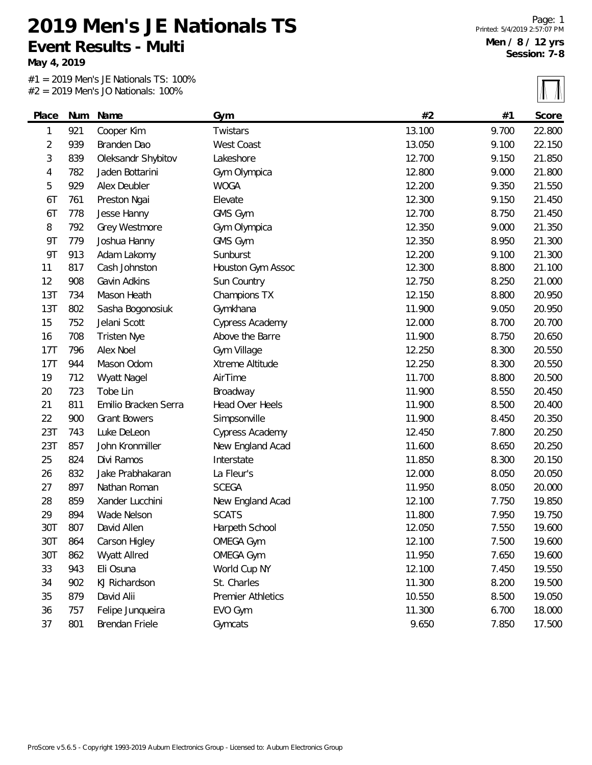# 2019 Men's JE Nationals TS

## Event Results - Multi

**May 4, 2019**

Printed: 5/4/2019 2:57:07 PM

**Men / 8 / 12 yrs**
**Session: 7-8**

#1 = 2019 Men's JE Nationals TS: 100%
#2 = 2019 Men's JO Nationals: 100%

| Place | Num | Name | Gym | #2 | #1 | Score |
|---|---|---|---|---|---|---|
| 1 | 921 | Cooper Kim | Twistars | 13.100 | 9.700 | 22.800 |
| 2 | 939 | Branden Dao | West Coast | 13.050 | 9.100 | 22.150 |
| 3 | 839 | Oleksandr Shybitov | Lakeshore | 12.700 | 9.150 | 21.850 |
| 4 | 782 | Jaden Bottarini | Gym Olympica | 12.800 | 9.000 | 21.800 |
| 5 | 929 | Alex Deubler | WOGA | 12.200 | 9.350 | 21.550 |
| 6T | 761 | Preston Ngai | Elevate | 12.300 | 9.150 | 21.450 |
| 6T | 778 | Jesse Hanny | GMS Gym | 12.700 | 8.750 | 21.450 |
| 8 | 792 | Grey Westmore | Gym Olympica | 12.350 | 9.000 | 21.350 |
| 9T | 779 | Joshua Hanny | GMS Gym | 12.350 | 8.950 | 21.300 |
| 9T | 913 | Adam Lakomy | Sunburst | 12.200 | 9.100 | 21.300 |
| 11 | 817 | Cash Johnston | Houston Gym Assoc | 12.300 | 8.800 | 21.100 |
| 12 | 908 | Gavin Adkins | Sun Country | 12.750 | 8.250 | 21.000 |
| 13T | 734 | Mason Heath | Champions TX | 12.150 | 8.800 | 20.950 |
| 13T | 802 | Sasha Bogonosiuk | Gymkhana | 11.900 | 9.050 | 20.950 |
| 15 | 752 | Jelani Scott | Cypress Academy | 12.000 | 8.700 | 20.700 |
| 16 | 708 | Tristen Nye | Above the Barre | 11.900 | 8.750 | 20.650 |
| 17T | 796 | Alex Noel | Gym Village | 12.250 | 8.300 | 20.550 |
| 17T | 944 | Mason Odom | Xtreme Altitude | 12.250 | 8.300 | 20.550 |
| 19 | 712 | Wyatt Nagel | AirTime | 11.700 | 8.800 | 20.500 |
| 20 | 723 | Tobe Lin | Broadway | 11.900 | 8.550 | 20.450 |
| 21 | 811 | Emilio Bracken Serra | Head Over Heels | 11.900 | 8.500 | 20.400 |
| 22 | 900 | Grant Bowers | Simpsonville | 11.900 | 8.450 | 20.350 |
| 23T | 743 | Luke DeLeon | Cypress Academy | 12.450 | 7.800 | 20.250 |
| 23T | 857 | John Kronmiller | New England Acad | 11.600 | 8.650 | 20.250 |
| 25 | 824 | Divi Ramos | Interstate | 11.850 | 8.300 | 20.150 |
| 26 | 832 | Jake Prabhakaran | La Fleur's | 12.000 | 8.050 | 20.050 |
| 27 | 897 | Nathan Roman | SCEGA | 11.950 | 8.050 | 20.000 |
| 28 | 859 | Xander Lucchini | New England Acad | 12.100 | 7.750 | 19.850 |
| 29 | 894 | Wade Nelson | SCATS | 11.800 | 7.950 | 19.750 |
| 30T | 807 | David Allen | Harpeth School | 12.050 | 7.550 | 19.600 |
| 30T | 864 | Carson Higley | OMEGA Gym | 12.100 | 7.500 | 19.600 |
| 30T | 862 | Wyatt Allred | OMEGA Gym | 11.950 | 7.650 | 19.600 |
| 33 | 943 | Eli Osuna | World Cup NY | 12.100 | 7.450 | 19.550 |
| 34 | 902 | KJ Richardson | St. Charles | 11.300 | 8.200 | 19.500 |
| 35 | 879 | David Alii | Premier Athletics | 10.550 | 8.500 | 19.050 |
| 36 | 757 | Felipe Junqueira | EVO Gym | 11.300 | 6.700 | 18.000 |
| 37 | 801 | Brendan Friele | Gymcats | 9.650 | 7.850 | 17.500 |

ProScore v5.6.5 - Copyright 1993-2019 Auburn Electronics Group - Licensed to: Auburn Electronics Group